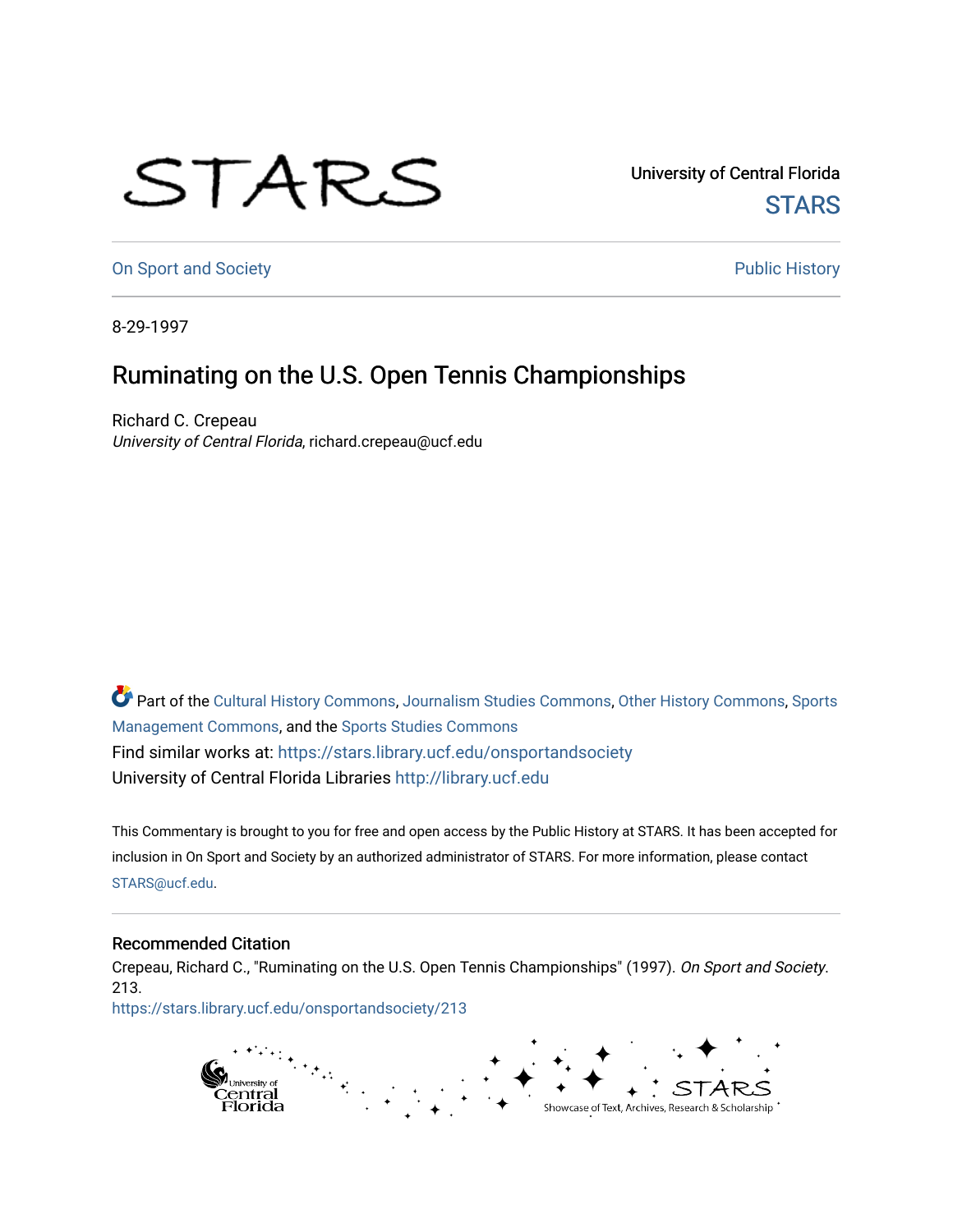University of Central Florida

STARS

On Sport and Society

Public History

8-29-1997

# Ruminating on the U.S. Open Tennis Championships

Richard C. Crepeau
*University of Central Florida*, richard.crepeau@ucf.edu

Part of the Cultural History Commons, Journalism Studies Commons, Other History Commons, Sports Management Commons, and the Sports Studies Commons

Find similar works at: https://stars.library.ucf.edu/onsportandsociety

University of Central Florida Libraries http://library.ucf.edu

This Commentary is brought to you for free and open access by the Public History at STARS. It has been accepted for inclusion in On Sport and Society by an authorized administrator of STARS. For more information, please contact STARS@ucf.edu.

## Recommended Citation

Crepeau, Richard C., "Ruminating on the U.S. Open Tennis Championships" (1997). *On Sport and Society*. 213.
https://stars.library.ucf.edu/onsportandsociety/213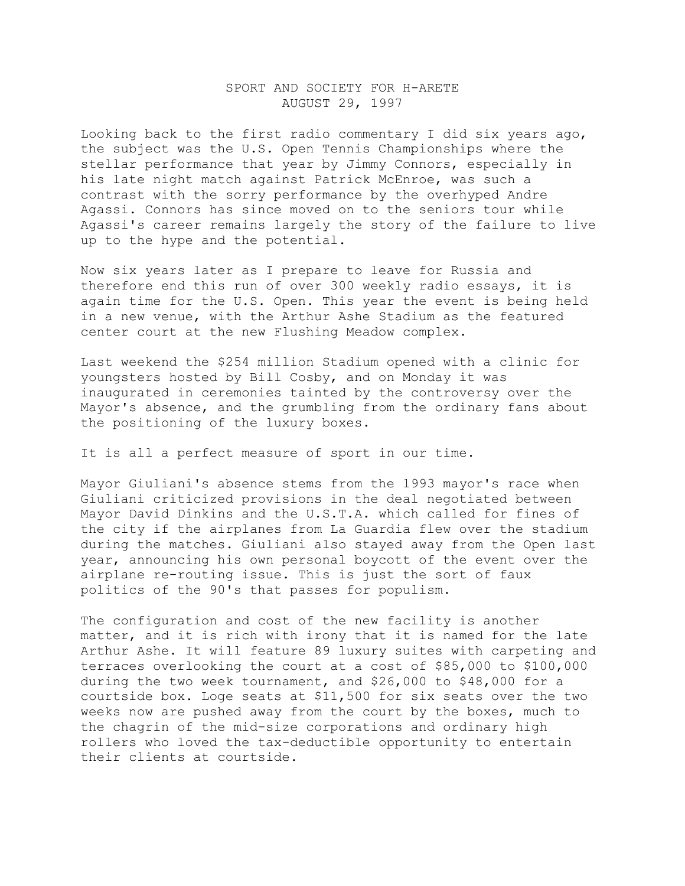SPORT AND SOCIETY FOR H-ARETE
AUGUST 29, 1997

Looking back to the first radio commentary I did six years ago, the subject was the U.S. Open Tennis Championships where the stellar performance that year by Jimmy Connors, especially in his late night match against Patrick McEnroe, was such a contrast with the sorry performance by the overhyped Andre Agassi. Connors has since moved on to the seniors tour while Agassi's career remains largely the story of the failure to live up to the hype and the potential.

Now six years later as I prepare to leave for Russia and therefore end this run of over 300 weekly radio essays, it is again time for the U.S. Open. This year the event is being held in a new venue, with the Arthur Ashe Stadium as the featured center court at the new Flushing Meadow complex.

Last weekend the $254 million Stadium opened with a clinic for youngsters hosted by Bill Cosby, and on Monday it was inaugurated in ceremonies tainted by the controversy over the Mayor's absence, and the grumbling from the ordinary fans about the positioning of the luxury boxes.

It is all a perfect measure of sport in our time.

Mayor Giuliani's absence stems from the 1993 mayor's race when Giuliani criticized provisions in the deal negotiated between Mayor David Dinkins and the U.S.T.A. which called for fines of the city if the airplanes from La Guardia flew over the stadium during the matches. Giuliani also stayed away from the Open last year, announcing his own personal boycott of the event over the airplane re-routing issue. This is just the sort of faux politics of the 90's that passes for populism.

The configuration and cost of the new facility is another matter, and it is rich with irony that it is named for the late Arthur Ashe. It will feature 89 luxury suites with carpeting and terraces overlooking the court at a cost of $85,000 to $100,000 during the two week tournament, and $26,000 to $48,000 for a courtside box. Loge seats at $11,500 for six seats over the two weeks now are pushed away from the court by the boxes, much to the chagrin of the mid-size corporations and ordinary high rollers who loved the tax-deductible opportunity to entertain their clients at courtside.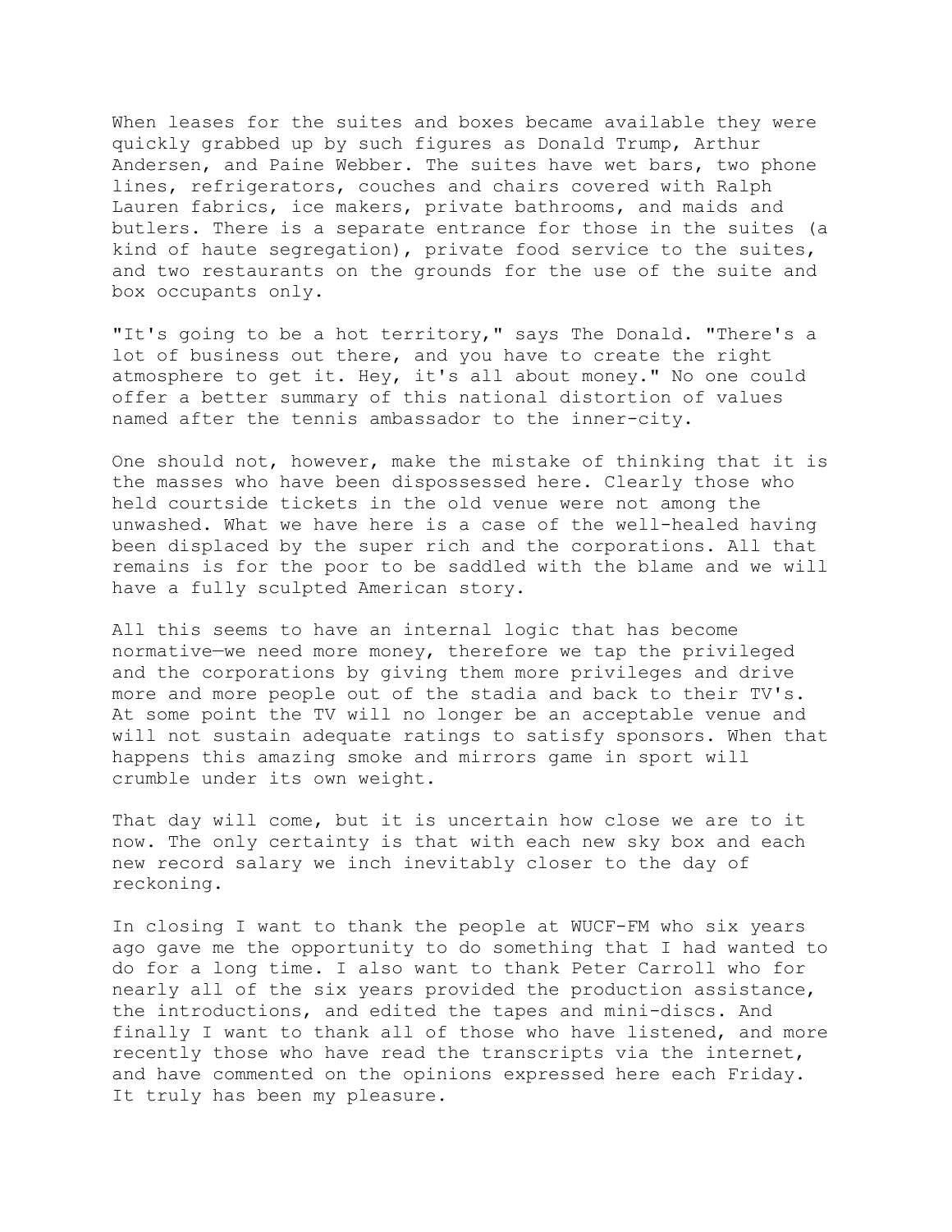When leases for the suites and boxes became available they were quickly grabbed up by such figures as Donald Trump, Arthur Andersen, and Paine Webber. The suites have wet bars, two phone lines, refrigerators, couches and chairs covered with Ralph Lauren fabrics, ice makers, private bathrooms, and maids and butlers. There is a separate entrance for those in the suites (a kind of haute segregation), private food service to the suites, and two restaurants on the grounds for the use of the suite and box occupants only.

"It's going to be a hot territory," says The Donald. "There's a lot of business out there, and you have to create the right atmosphere to get it. Hey, it's all about money." No one could offer a better summary of this national distortion of values named after the tennis ambassador to the inner-city.

One should not, however, make the mistake of thinking that it is the masses who have been dispossessed here. Clearly those who held courtside tickets in the old venue were not among the unwashed. What we have here is a case of the well-healed having been displaced by the super rich and the corporations. All that remains is for the poor to be saddled with the blame and we will have a fully sculpted American story.

All this seems to have an internal logic that has become normative—we need more money, therefore we tap the privileged and the corporations by giving them more privileges and drive more and more people out of the stadia and back to their TV's. At some point the TV will no longer be an acceptable venue and will not sustain adequate ratings to satisfy sponsors. When that happens this amazing smoke and mirrors game in sport will crumble under its own weight.

That day will come, but it is uncertain how close we are to it now. The only certainty is that with each new sky box and each new record salary we inch inevitably closer to the day of reckoning.

In closing I want to thank the people at WUCF-FM who six years ago gave me the opportunity to do something that I had wanted to do for a long time. I also want to thank Peter Carroll who for nearly all of the six years provided the production assistance, the introductions, and edited the tapes and mini-discs. And finally I want to thank all of those who have listened, and more recently those who have read the transcripts via the internet, and have commented on the opinions expressed here each Friday. It truly has been my pleasure.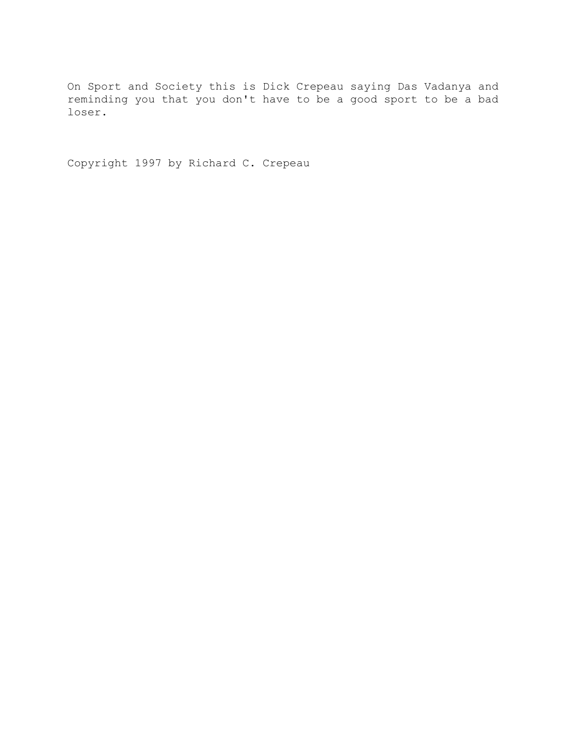On Sport and Society this is Dick Crepeau saying Das Vadanya and reminding you that you don't have to be a good sport to be a bad loser.

Copyright 1997 by Richard C. Crepeau